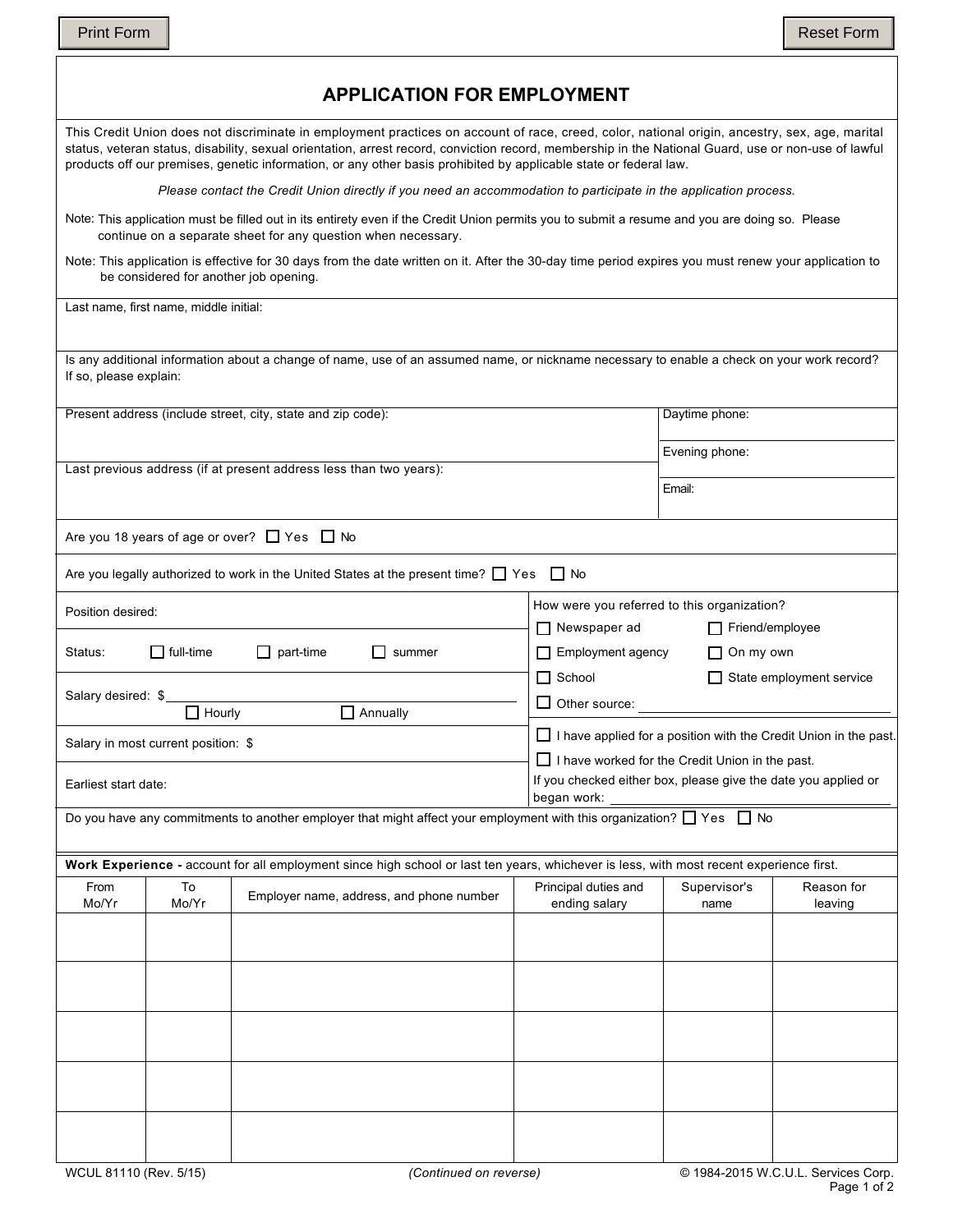# APPLICATION FOR EMPLOYMENT

This Credit Union does not discriminate in employment practices on account of race, creed, color, national origin, ancestry, sex, age, marital status, veteran status, disability, sexual orientation, arrest record, conviction record, membership in the National Guard, use or non-use of lawful products off our premises, genetic information, or any other basis prohibited by applicable state or federal law.

*Please contact the Credit Union directly if you need an accommodation to participate in the application process.*

Note: This application must be filled out in its entirety even if the Credit Union permits you to submit a resume and you are doing so. Please continue on a separate sheet for any question when necessary.

Note: This application is effective for 30 days from the date written on it. After the 30-day time period expires you must renew your application to be considered for another job opening.

Last name, first name, middle initial:

Is any additional information about a change of name, use of an assumed name, or nickname necessary to enable a check on your work record? If so, please explain:

Present address (include street, city, state and zip code):

Last previous address (if at present address less than two years):

Daytime phone:

Evening phone:

Email:

Are you 18 years of age or over? ☐ Yes ☐ No

Are you legally authorized to work in the United States at the present time? ☐ Yes ☐ No

Position desired:

Status: ☐ full-time ☐ part-time ☐ summer

Salary desired: $\_\_\_\_\_\_\_\_\_\_ ☐ Hourly ☐ Annually

Salary in most current position: $

Earliest start date:

How were you referred to this organization?

☐ Newspaper ad ☐ Friend/employee
☐ Employment agency ☐ On my own
☐ School ☐ State employment service
☐ Other source: \_\_\_\_\_\_\_\_\_\_

☐ I have applied for a position with the Credit Union in the past.
☐ I have worked for the Credit Union in the past.
If you checked either box, please give the date you applied or began work: \_\_\_\_\_\_\_\_\_\_

Do you have any commitments to another employer that might affect your employment with this organization? ☐ Yes ☐ No

**Work Experience -** account for all employment since high school or last ten years, whichever is less, with most recent experience first.

| From Mo/Yr | To Mo/Yr | Employer name, address, and phone number | Principal duties and ending salary | Supervisor's name | Reason for leaving |
|---|---|---|---|---|---|
| | | | | | |
| | | | | | |
| | | | | | |
| | | | | | |
| | | | | | |

WCUL 81110 (Rev. 5/15) *(Continued on reverse)* © 1984-2015 W.C.U.L. Services Corp.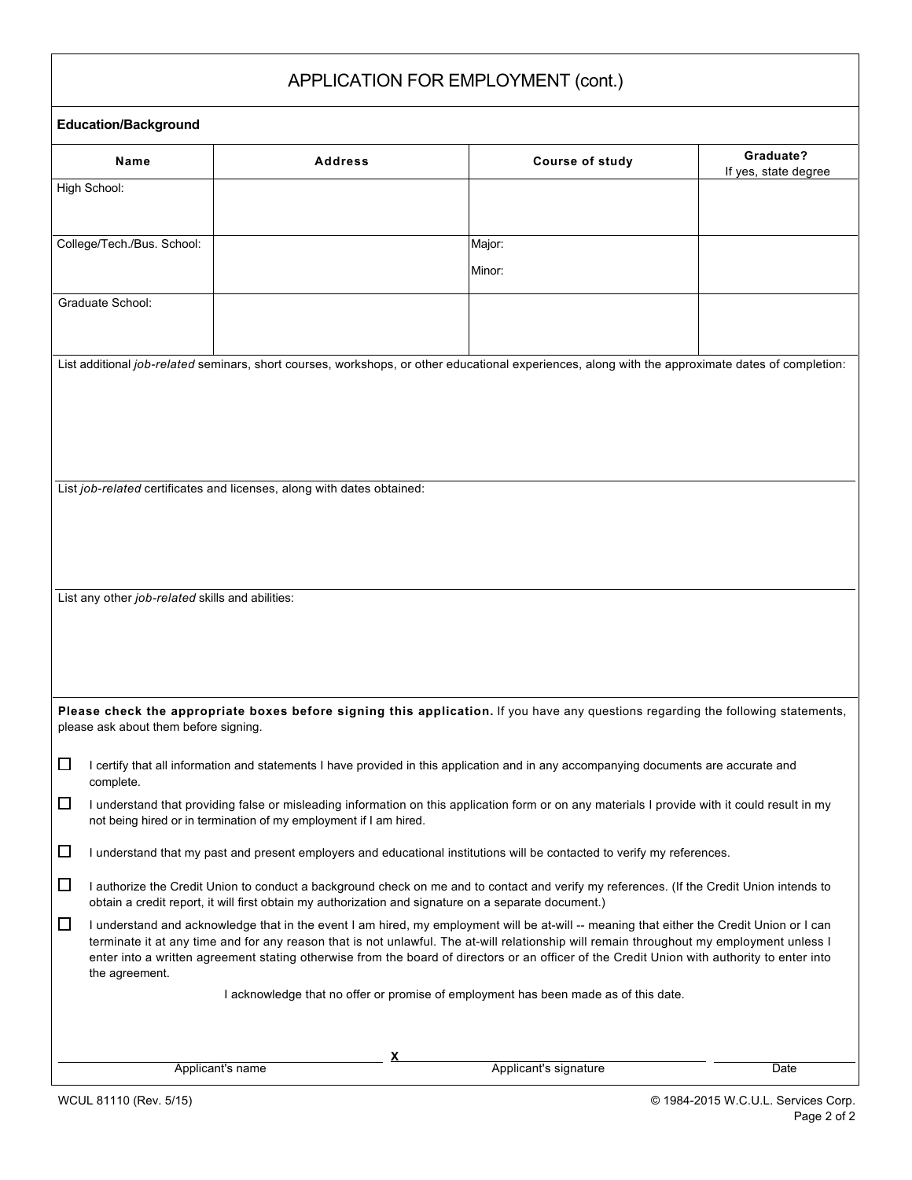# APPLICATION FOR EMPLOYMENT (cont.)

## Education/Background

| Name | Address | Course of study | Graduate? If yes, state degree |
|---|---|---|---|
| High School: | | | |
| College/Tech./Bus. School: | | Major: Minor: | |
| Graduate School: | | | |

List additional *job-related* seminars, short courses, workshops, or other educational experiences, along with the approximate dates of completion:

List *job-related* certificates and licenses, along with dates obtained:

List any other *job-related* skills and abilities:

**Please check the appropriate boxes before signing this application.** If you have any questions regarding the following statements, please ask about them before signing.

- ☐ I certify that all information and statements I have provided in this application and in any accompanying documents are accurate and complete.
- ☐ I understand that providing false or misleading information on this application form or on any materials I provide with it could result in my not being hired or in termination of my employment if I am hired.
- ☐ I understand that my past and present employers and educational institutions will be contacted to verify my references.
- ☐ I authorize the Credit Union to conduct a background check on me and to contact and verify my references. (If the Credit Union intends to obtain a credit report, it will first obtain my authorization and signature on a separate document.)
- ☐ I understand and acknowledge that in the event I am hired, my employment will be at-will -- meaning that either the Credit Union or I can terminate it at any time and for any reason that is not unlawful. The at-will relationship will remain throughout my employment unless I enter into a written agreement stating otherwise from the board of directors or an officer of the Credit Union with authority to enter into the agreement.

I acknowledge that no offer or promise of employment has been made as of this date.

| | | |
|---|---|---|
| ______________________ | **X** ______________________ | ______________ |
| Applicant's name | Applicant's signature | Date |

WCUL 81110 (Rev. 5/15)

© 1984-2015 W.C.U.L. Services Corp.